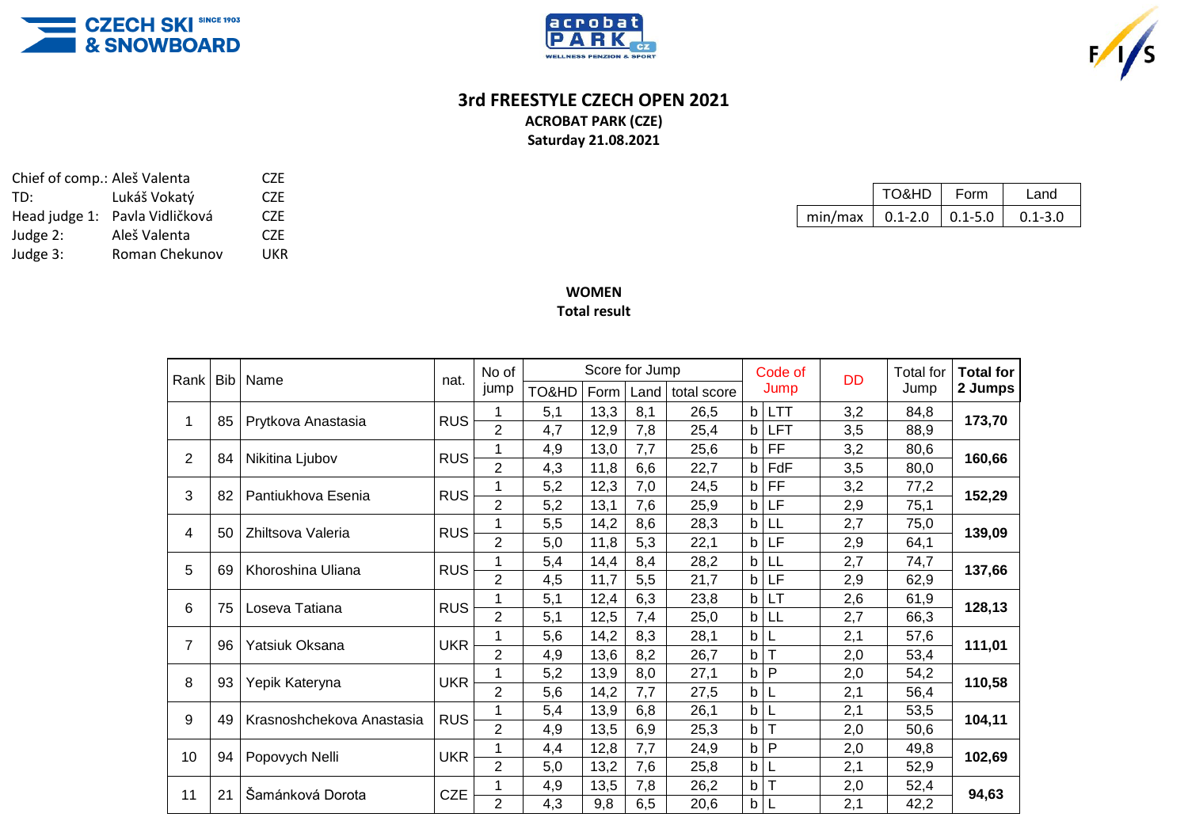# 3rd FREESTYLE CZECH OPEN 2021

**ACROBAT PARK (CZE)**

**Saturday 21.08.2021**

| | | |
|---|---|---|
| Chief of comp.: | Aleš Valenta | CZE |
| TD: | Lukáš Vokatý | CZE |
| Head judge 1: | Pavla Vidličková | CZE |
| Judge 2: | Aleš Valenta | CZE |
| Judge 3: | Roman Chekunov | UKR |

| | TO&HD | Form | Land |
|---|---|---|---|
| min/max | 0.1-2.0 | 0.1-5.0 | 0.1-3.0 |

**WOMEN**

**Total result**

| Rank | Bib | Name | nat. | No of jump | Score for Jump | | | | Code of Jump | | DD | Total for Jump | Total for 2 Jumps |
|---|---|---|---|---|---|---|---|---|---|---|---|---|---|
| | | | | | TO&HD | Form | Land | total score | | | | | |
| 1 | 85 | Prytkova Anastasia | RUS | 1 | 5,1 | 13,3 | 8,1 | 26,5 | b | LTT | 3,2 | 84,8 | 173,70 |
| | | | | 2 | 4,7 | 12,9 | 7,8 | 25,4 | b | LFT | 3,5 | 88,9 | |
| 2 | 84 | Nikitina Ljubov | RUS | 1 | 4,9 | 13,0 | 7,7 | 25,6 | b | FF | 3,2 | 80,6 | 160,66 |
| | | | | 2 | 4,3 | 11,8 | 6,6 | 22,7 | b | FdF | 3,5 | 80,0 | |
| 3 | 82 | Pantiukhova Esenia | RUS | 1 | 5,2 | 12,3 | 7,0 | 24,5 | b | FF | 3,2 | 77,2 | 152,29 |
| | | | | 2 | 5,2 | 13,1 | 7,6 | 25,9 | b | LF | 2,9 | 75,1 | |
| 4 | 50 | Zhiltsova Valeria | RUS | 1 | 5,5 | 14,2 | 8,6 | 28,3 | b | LL | 2,7 | 75,0 | 139,09 |
| | | | | 2 | 5,0 | 11,8 | 5,3 | 22,1 | b | LF | 2,9 | 64,1 | |
| 5 | 69 | Khoroshina Uliana | RUS | 1 | 5,4 | 14,4 | 8,4 | 28,2 | b | LL | 2,7 | 74,7 | 137,66 |
| | | | | 2 | 4,5 | 11,7 | 5,5 | 21,7 | b | LF | 2,9 | 62,9 | |
| 6 | 75 | Loseva Tatiana | RUS | 1 | 5,1 | 12,4 | 6,3 | 23,8 | b | LT | 2,6 | 61,9 | 128,13 |
| | | | | 2 | 5,1 | 12,5 | 7,4 | 25,0 | b | LL | 2,7 | 66,3 | |
| 7 | 96 | Yatsiuk Oksana | UKR | 1 | 5,6 | 14,2 | 8,3 | 28,1 | b | L | 2,1 | 57,6 | 111,01 |
| | | | | 2 | 4,9 | 13,6 | 8,2 | 26,7 | b | T | 2,0 | 53,4 | |
| 8 | 93 | Yepik Kateryna | UKR | 1 | 5,2 | 13,9 | 8,0 | 27,1 | b | P | 2,0 | 54,2 | 110,58 |
| | | | | 2 | 5,6 | 14,2 | 7,7 | 27,5 | b | L | 2,1 | 56,4 | |
| 9 | 49 | Krasnoshchekova Anastasia | RUS | 1 | 5,4 | 13,9 | 6,8 | 26,1 | b | L | 2,1 | 53,5 | 104,11 |
| | | | | 2 | 4,9 | 13,5 | 6,9 | 25,3 | b | T | 2,0 | 50,6 | |
| 10 | 94 | Popovych Nelli | UKR | 1 | 4,4 | 12,8 | 7,7 | 24,9 | b | P | 2,0 | 49,8 | 102,69 |
| | | | | 2 | 5,0 | 13,2 | 7,6 | 25,8 | b | L | 2,1 | 52,9 | |
| 11 | 21 | Šamánková Dorota | CZE | 1 | 4,9 | 13,5 | 7,8 | 26,2 | b | T | 2,0 | 52,4 | 94,63 |
| | | | | 2 | 4,3 | 9,8 | 6,5 | 20,6 | b | L | 2,1 | 42,2 | |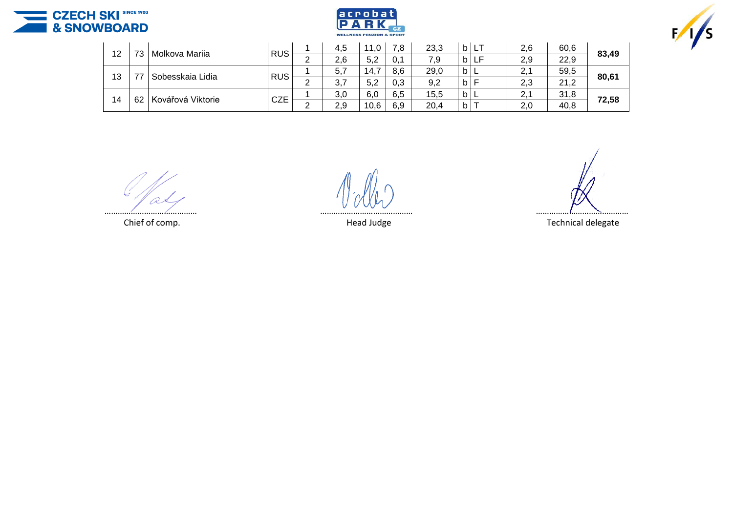| | | | | | | | | | | | | | |
|---|---|---|---|---|---|---|---|---|---|---|---|---|---|
| 12 | 73 | Molkova Mariia | RUS | 1 | 4,5 | 11,0 | 7,8 | 23,3 | b | LT | 2,6 | 60,6 | 83,49 |
| | | | | 2 | 2,6 | 5,2 | 0,1 | 7,9 | b | LF | 2,9 | 22,9 | |
| 13 | 77 | Sobesskaia Lidia | RUS | 1 | 5,7 | 14,7 | 8,6 | 29,0 | b | L | 2,1 | 59,5 | 80,61 |
| | | | | 2 | 3,7 | 5,2 | 0,3 | 9,2 | b | F | 2,3 | 21,2 | |
| 14 | 62 | Kovářová Viktorie | CZE | 1 | 3,0 | 6,0 | 6,5 | 15,5 | b | L | 2,1 | 31,8 | 72,58 |
| | | | | 2 | 2,9 | 10,6 | 6,9 | 20,4 | b | T | 2,0 | 40,8 | |

.......................................... Chief of comp.

.......................................... Head Judge

.......................................... Technical delegate